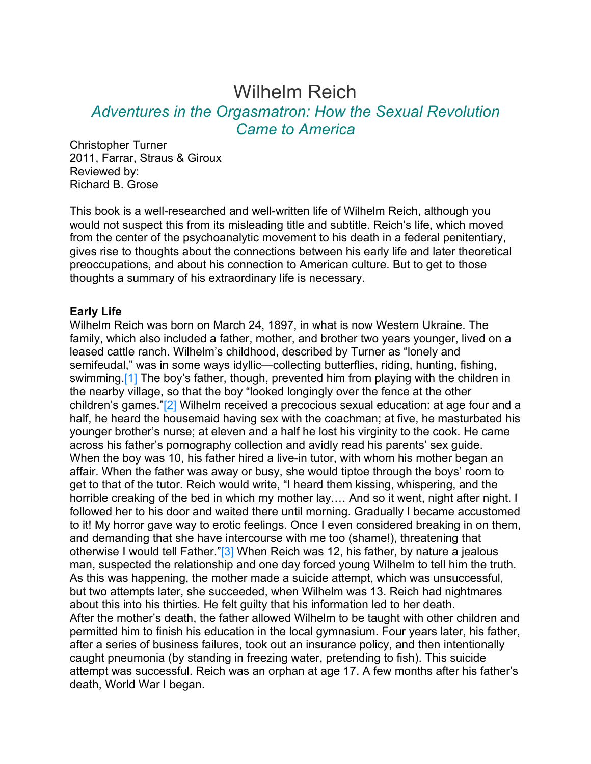# Wilhelm Reich

## *Adventures in the Orgasmatron: How the Sexual Revolution Came to America*

Christopher Turner
2011, Farrar, Straus & Giroux
Reviewed by:
Richard B. Grose

This book is a well-researched and well-written life of Wilhelm Reich, although you would not suspect this from its misleading title and subtitle. Reich's life, which moved from the center of the psychoanalytic movement to his death in a federal penitentiary, gives rise to thoughts about the connections between his early life and later theoretical preoccupations, and about his connection to American culture. But to get to those thoughts a summary of his extraordinary life is necessary.

**Early Life**

Wilhelm Reich was born on March 24, 1897, in what is now Western Ukraine. The family, which also included a father, mother, and brother two years younger, lived on a leased cattle ranch. Wilhelm's childhood, described by Turner as "lonely and semifeudal," was in some ways idyllic—collecting butterflies, riding, hunting, fishing, swimming.[1] The boy's father, though, prevented him from playing with the children in the nearby village, so that the boy "looked longingly over the fence at the other children's games."[2] Wilhelm received a precocious sexual education: at age four and a half, he heard the housemaid having sex with the coachman; at five, he masturbated his younger brother's nurse; at eleven and a half he lost his virginity to the cook. He came across his father's pornography collection and avidly read his parents' sex guide. When the boy was 10, his father hired a live-in tutor, with whom his mother began an affair. When the father was away or busy, she would tiptoe through the boys' room to get to that of the tutor. Reich would write, "I heard them kissing, whispering, and the horrible creaking of the bed in which my mother lay.… And so it went, night after night. I followed her to his door and waited there until morning. Gradually I became accustomed to it! My horror gave way to erotic feelings. Once I even considered breaking in on them, and demanding that she have intercourse with me too (shame!), threatening that otherwise I would tell Father."[3] When Reich was 12, his father, by nature a jealous man, suspected the relationship and one day forced young Wilhelm to tell him the truth. As this was happening, the mother made a suicide attempt, which was unsuccessful, but two attempts later, she succeeded, when Wilhelm was 13. Reich had nightmares about this into his thirties. He felt guilty that his information led to her death.
After the mother's death, the father allowed Wilhelm to be taught with other children and permitted him to finish his education in the local gymnasium. Four years later, his father, after a series of business failures, took out an insurance policy, and then intentionally caught pneumonia (by standing in freezing water, pretending to fish). This suicide attempt was successful. Reich was an orphan at age 17. A few months after his father's death, World War I began.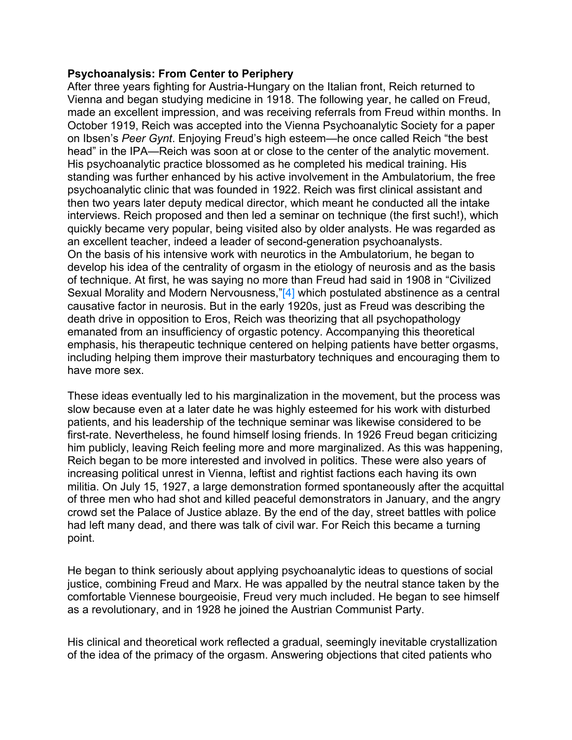**Psychoanalysis: From Center to Periphery**

After three years fighting for Austria-Hungary on the Italian front, Reich returned to Vienna and began studying medicine in 1918. The following year, he called on Freud, made an excellent impression, and was receiving referrals from Freud within months. In October 1919, Reich was accepted into the Vienna Psychoanalytic Society for a paper on Ibsen's *Peer Gynt*. Enjoying Freud's high esteem—he once called Reich "the best head" in the IPA—Reich was soon at or close to the center of the analytic movement. His psychoanalytic practice blossomed as he completed his medical training. His standing was further enhanced by his active involvement in the Ambulatorium, the free psychoanalytic clinic that was founded in 1922. Reich was first clinical assistant and then two years later deputy medical director, which meant he conducted all the intake interviews. Reich proposed and then led a seminar on technique (the first such!), which quickly became very popular, being visited also by older analysts. He was regarded as an excellent teacher, indeed a leader of second-generation psychoanalysts.

On the basis of his intensive work with neurotics in the Ambulatorium, he began to develop his idea of the centrality of orgasm in the etiology of neurosis and as the basis of technique. At first, he was saying no more than Freud had said in 1908 in "Civilized Sexual Morality and Modern Nervousness,"[4] which postulated abstinence as a central causative factor in neurosis. But in the early 1920s, just as Freud was describing the death drive in opposition to Eros, Reich was theorizing that all psychopathology emanated from an insufficiency of orgastic potency. Accompanying this theoretical emphasis, his therapeutic technique centered on helping patients have better orgasms, including helping them improve their masturbatory techniques and encouraging them to have more sex.

These ideas eventually led to his marginalization in the movement, but the process was slow because even at a later date he was highly esteemed for his work with disturbed patients, and his leadership of the technique seminar was likewise considered to be first-rate. Nevertheless, he found himself losing friends. In 1926 Freud began criticizing him publicly, leaving Reich feeling more and more marginalized. As this was happening, Reich began to be more interested and involved in politics. These were also years of increasing political unrest in Vienna, leftist and rightist factions each having its own militia. On July 15, 1927, a large demonstration formed spontaneously after the acquittal of three men who had shot and killed peaceful demonstrators in January, and the angry crowd set the Palace of Justice ablaze. By the end of the day, street battles with police had left many dead, and there was talk of civil war. For Reich this became a turning point.

He began to think seriously about applying psychoanalytic ideas to questions of social justice, combining Freud and Marx. He was appalled by the neutral stance taken by the comfortable Viennese bourgeoisie, Freud very much included. He began to see himself as a revolutionary, and in 1928 he joined the Austrian Communist Party.

His clinical and theoretical work reflected a gradual, seemingly inevitable crystallization of the idea of the primacy of the orgasm. Answering objections that cited patients who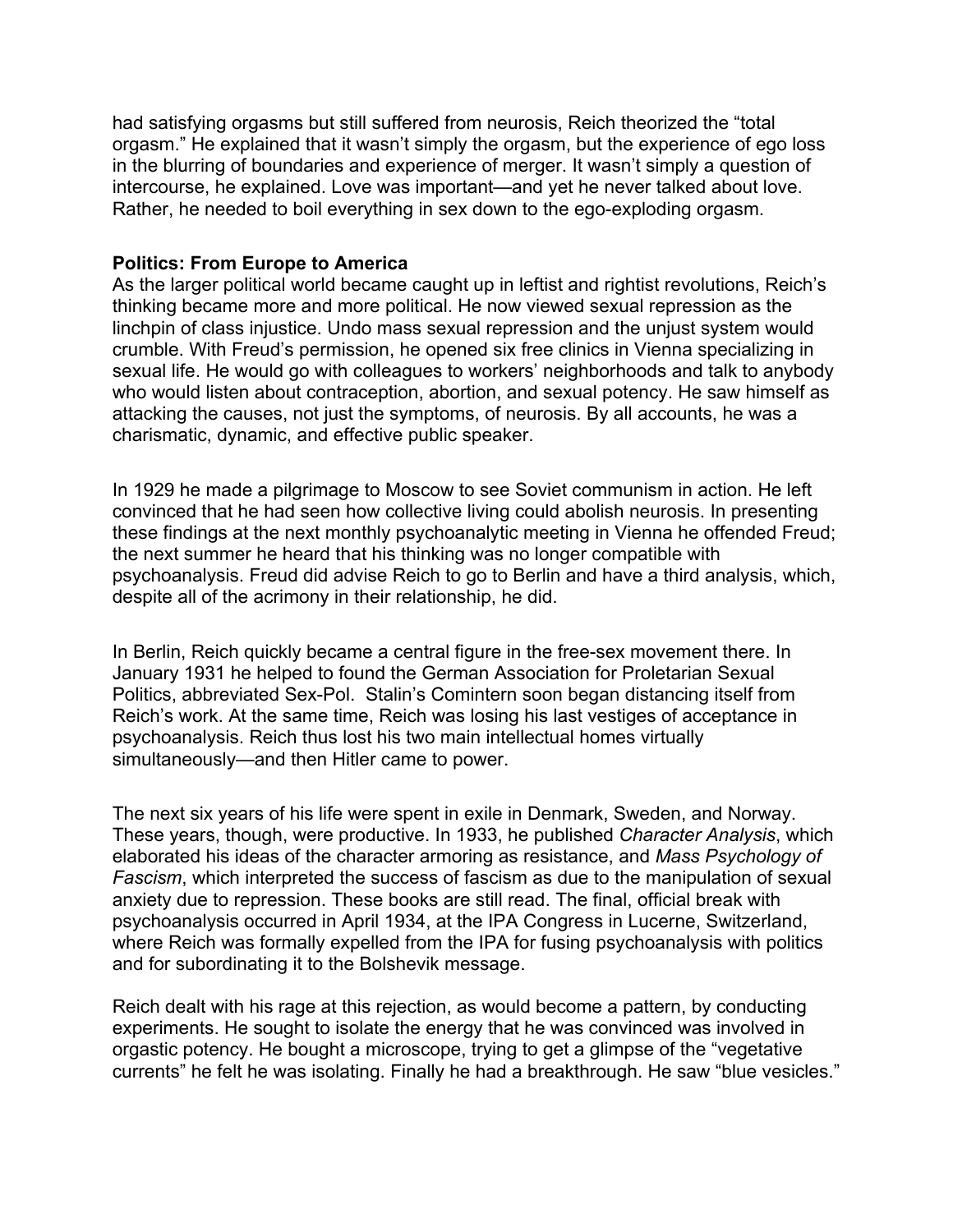had satisfying orgasms but still suffered from neurosis, Reich theorized the "total orgasm." He explained that it wasn't simply the orgasm, but the experience of ego loss in the blurring of boundaries and experience of merger. It wasn't simply a question of intercourse, he explained. Love was important—and yet he never talked about love. Rather, he needed to boil everything in sex down to the ego-exploding orgasm.

**Politics: From Europe to America**

As the larger political world became caught up in leftist and rightist revolutions, Reich's thinking became more and more political. He now viewed sexual repression as the linchpin of class injustice. Undo mass sexual repression and the unjust system would crumble. With Freud's permission, he opened six free clinics in Vienna specializing in sexual life. He would go with colleagues to workers' neighborhoods and talk to anybody who would listen about contraception, abortion, and sexual potency. He saw himself as attacking the causes, not just the symptoms, of neurosis. By all accounts, he was a charismatic, dynamic, and effective public speaker.

In 1929 he made a pilgrimage to Moscow to see Soviet communism in action. He left convinced that he had seen how collective living could abolish neurosis. In presenting these findings at the next monthly psychoanalytic meeting in Vienna he offended Freud; the next summer he heard that his thinking was no longer compatible with psychoanalysis. Freud did advise Reich to go to Berlin and have a third analysis, which, despite all of the acrimony in their relationship, he did.

In Berlin, Reich quickly became a central figure in the free-sex movement there. In January 1931 he helped to found the German Association for Proletarian Sexual Politics, abbreviated Sex-Pol. Stalin's Comintern soon began distancing itself from Reich's work. At the same time, Reich was losing his last vestiges of acceptance in psychoanalysis. Reich thus lost his two main intellectual homes virtually simultaneously—and then Hitler came to power.

The next six years of his life were spent in exile in Denmark, Sweden, and Norway. These years, though, were productive. In 1933, he published *Character Analysis*, which elaborated his ideas of the character armoring as resistance, and *Mass Psychology of Fascism*, which interpreted the success of fascism as due to the manipulation of sexual anxiety due to repression. These books are still read. The final, official break with psychoanalysis occurred in April 1934, at the IPA Congress in Lucerne, Switzerland, where Reich was formally expelled from the IPA for fusing psychoanalysis with politics and for subordinating it to the Bolshevik message.

Reich dealt with his rage at this rejection, as would become a pattern, by conducting experiments. He sought to isolate the energy that he was convinced was involved in orgastic potency. He bought a microscope, trying to get a glimpse of the "vegetative currents" he felt he was isolating. Finally he had a breakthrough. He saw "blue vesicles."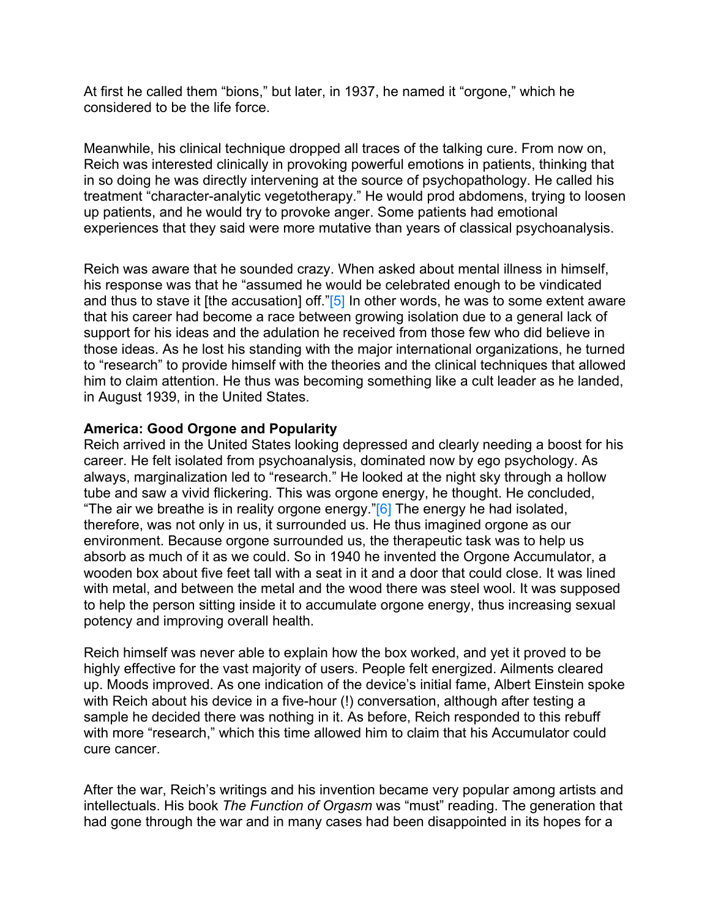At first he called them “bions,” but later, in 1937, he named it “orgone,” which he considered to be the life force.

Meanwhile, his clinical technique dropped all traces of the talking cure. From now on, Reich was interested clinically in provoking powerful emotions in patients, thinking that in so doing he was directly intervening at the source of psychopathology. He called his treatment “character-analytic vegetotherapy.” He would prod abdomens, trying to loosen up patients, and he would try to provoke anger. Some patients had emotional experiences that they said were more mutative than years of classical psychoanalysis.

Reich was aware that he sounded crazy. When asked about mental illness in himself, his response was that he “assumed he would be celebrated enough to be vindicated and thus to stave it [the accusation] off.”[5] In other words, he was to some extent aware that his career had become a race between growing isolation due to a general lack of support for his ideas and the adulation he received from those few who did believe in those ideas. As he lost his standing with the major international organizations, he turned to “research” to provide himself with the theories and the clinical techniques that allowed him to claim attention. He thus was becoming something like a cult leader as he landed, in August 1939, in the United States.

**America: Good Orgone and Popularity**

Reich arrived in the United States looking depressed and clearly needing a boost for his career. He felt isolated from psychoanalysis, dominated now by ego psychology. As always, marginalization led to “research.” He looked at the night sky through a hollow tube and saw a vivid flickering. This was orgone energy, he thought. He concluded, “The air we breathe is in reality orgone energy.”[6] The energy he had isolated, therefore, was not only in us, it surrounded us. He thus imagined orgone as our environment. Because orgone surrounded us, the therapeutic task was to help us absorb as much of it as we could. So in 1940 he invented the Orgone Accumulator, a wooden box about five feet tall with a seat in it and a door that could close. It was lined with metal, and between the metal and the wood there was steel wool. It was supposed to help the person sitting inside it to accumulate orgone energy, thus increasing sexual potency and improving overall health.

Reich himself was never able to explain how the box worked, and yet it proved to be highly effective for the vast majority of users. People felt energized. Ailments cleared up. Moods improved. As one indication of the device’s initial fame, Albert Einstein spoke with Reich about his device in a five-hour (!) conversation, although after testing a sample he decided there was nothing in it. As before, Reich responded to this rebuff with more “research,” which this time allowed him to claim that his Accumulator could cure cancer.

After the war, Reich’s writings and his invention became very popular among artists and intellectuals. His book *The Function of Orgasm* was “must” reading. The generation that had gone through the war and in many cases had been disappointed in its hopes for a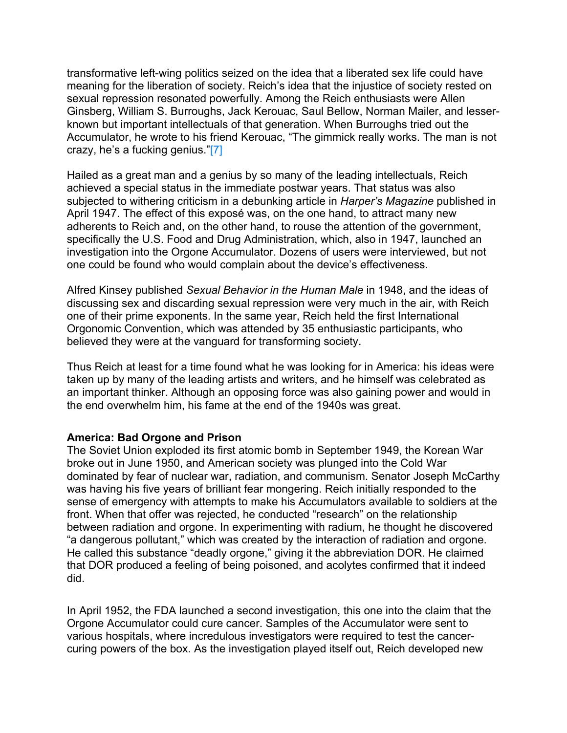transformative left-wing politics seized on the idea that a liberated sex life could have meaning for the liberation of society. Reich's idea that the injustice of society rested on sexual repression resonated powerfully. Among the Reich enthusiasts were Allen Ginsberg, William S. Burroughs, Jack Kerouac, Saul Bellow, Norman Mailer, and lesser-known but important intellectuals of that generation. When Burroughs tried out the Accumulator, he wrote to his friend Kerouac, "The gimmick really works. The man is not crazy, he's a fucking genius."[7]

Hailed as a great man and a genius by so many of the leading intellectuals, Reich achieved a special status in the immediate postwar years. That status was also subjected to withering criticism in a debunking article in *Harper's Magazine* published in April 1947. The effect of this exposé was, on the one hand, to attract many new adherents to Reich and, on the other hand, to rouse the attention of the government, specifically the U.S. Food and Drug Administration, which, also in 1947, launched an investigation into the Orgone Accumulator. Dozens of users were interviewed, but not one could be found who would complain about the device's effectiveness.

Alfred Kinsey published *Sexual Behavior in the Human Male* in 1948, and the ideas of discussing sex and discarding sexual repression were very much in the air, with Reich one of their prime exponents. In the same year, Reich held the first International Orgonomic Convention, which was attended by 35 enthusiastic participants, who believed they were at the vanguard for transforming society.

Thus Reich at least for a time found what he was looking for in America: his ideas were taken up by many of the leading artists and writers, and he himself was celebrated as an important thinker. Although an opposing force was also gaining power and would in the end overwhelm him, his fame at the end of the 1940s was great.

**America: Bad Orgone and Prison**

The Soviet Union exploded its first atomic bomb in September 1949, the Korean War broke out in June 1950, and American society was plunged into the Cold War dominated by fear of nuclear war, radiation, and communism. Senator Joseph McCarthy was having his five years of brilliant fear mongering. Reich initially responded to the sense of emergency with attempts to make his Accumulators available to soldiers at the front. When that offer was rejected, he conducted "research" on the relationship between radiation and orgone. In experimenting with radium, he thought he discovered "a dangerous pollutant," which was created by the interaction of radiation and orgone. He called this substance "deadly orgone," giving it the abbreviation DOR. He claimed that DOR produced a feeling of being poisoned, and acolytes confirmed that it indeed did.

In April 1952, the FDA launched a second investigation, this one into the claim that the Orgone Accumulator could cure cancer. Samples of the Accumulator were sent to various hospitals, where incredulous investigators were required to test the cancer-curing powers of the box. As the investigation played itself out, Reich developed new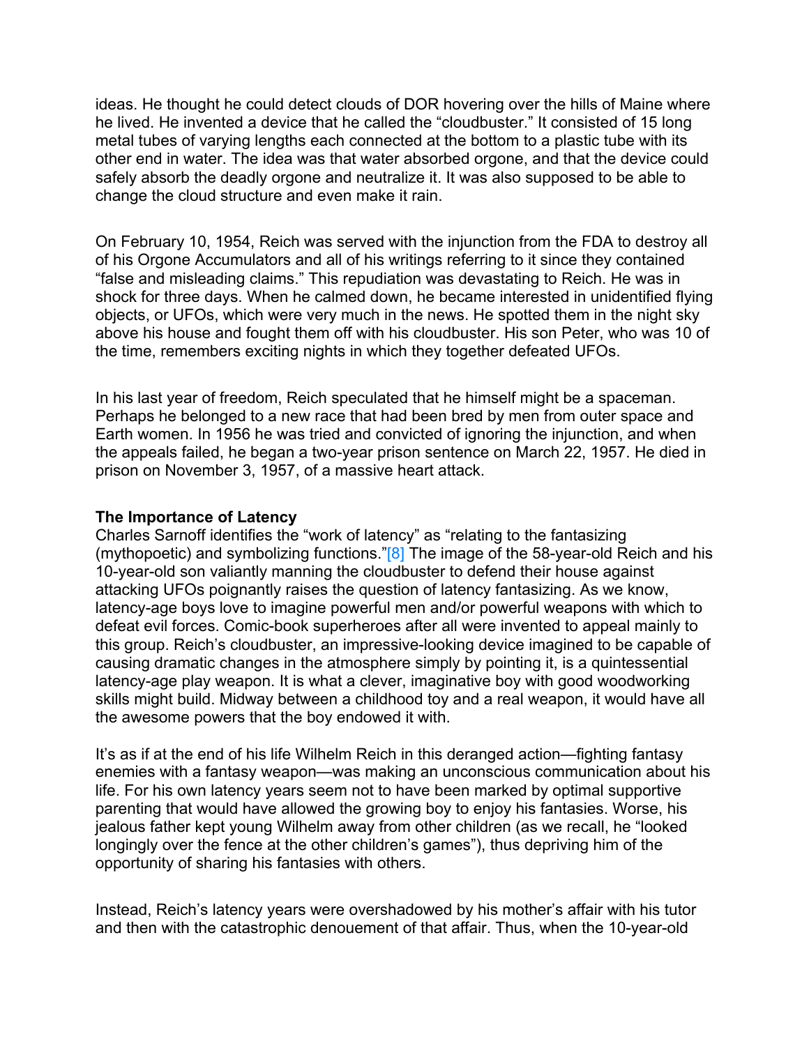ideas. He thought he could detect clouds of DOR hovering over the hills of Maine where he lived. He invented a device that he called the "cloudbuster." It consisted of 15 long metal tubes of varying lengths each connected at the bottom to a plastic tube with its other end in water. The idea was that water absorbed orgone, and that the device could safely absorb the deadly orgone and neutralize it. It was also supposed to be able to change the cloud structure and even make it rain.

On February 10, 1954, Reich was served with the injunction from the FDA to destroy all of his Orgone Accumulators and all of his writings referring to it since they contained "false and misleading claims." This repudiation was devastating to Reich. He was in shock for three days. When he calmed down, he became interested in unidentified flying objects, or UFOs, which were very much in the news. He spotted them in the night sky above his house and fought them off with his cloudbuster. His son Peter, who was 10 of the time, remembers exciting nights in which they together defeated UFOs.

In his last year of freedom, Reich speculated that he himself might be a spaceman. Perhaps he belonged to a new race that had been bred by men from outer space and Earth women. In 1956 he was tried and convicted of ignoring the injunction, and when the appeals failed, he began a two-year prison sentence on March 22, 1957. He died in prison on November 3, 1957, of a massive heart attack.

**The Importance of Latency**

Charles Sarnoff identifies the "work of latency" as "relating to the fantasizing (mythopoetic) and symbolizing functions."[8] The image of the 58-year-old Reich and his 10-year-old son valiantly manning the cloudbuster to defend their house against attacking UFOs poignantly raises the question of latency fantasizing. As we know, latency-age boys love to imagine powerful men and/or powerful weapons with which to defeat evil forces. Comic-book superheroes after all were invented to appeal mainly to this group. Reich's cloudbuster, an impressive-looking device imagined to be capable of causing dramatic changes in the atmosphere simply by pointing it, is a quintessential latency-age play weapon. It is what a clever, imaginative boy with good woodworking skills might build. Midway between a childhood toy and a real weapon, it would have all the awesome powers that the boy endowed it with.

It's as if at the end of his life Wilhelm Reich in this deranged action—fighting fantasy enemies with a fantasy weapon—was making an unconscious communication about his life. For his own latency years seem not to have been marked by optimal supportive parenting that would have allowed the growing boy to enjoy his fantasies. Worse, his jealous father kept young Wilhelm away from other children (as we recall, he "looked longingly over the fence at the other children's games"), thus depriving him of the opportunity of sharing his fantasies with others.

Instead, Reich's latency years were overshadowed by his mother's affair with his tutor and then with the catastrophic denouement of that affair. Thus, when the 10-year-old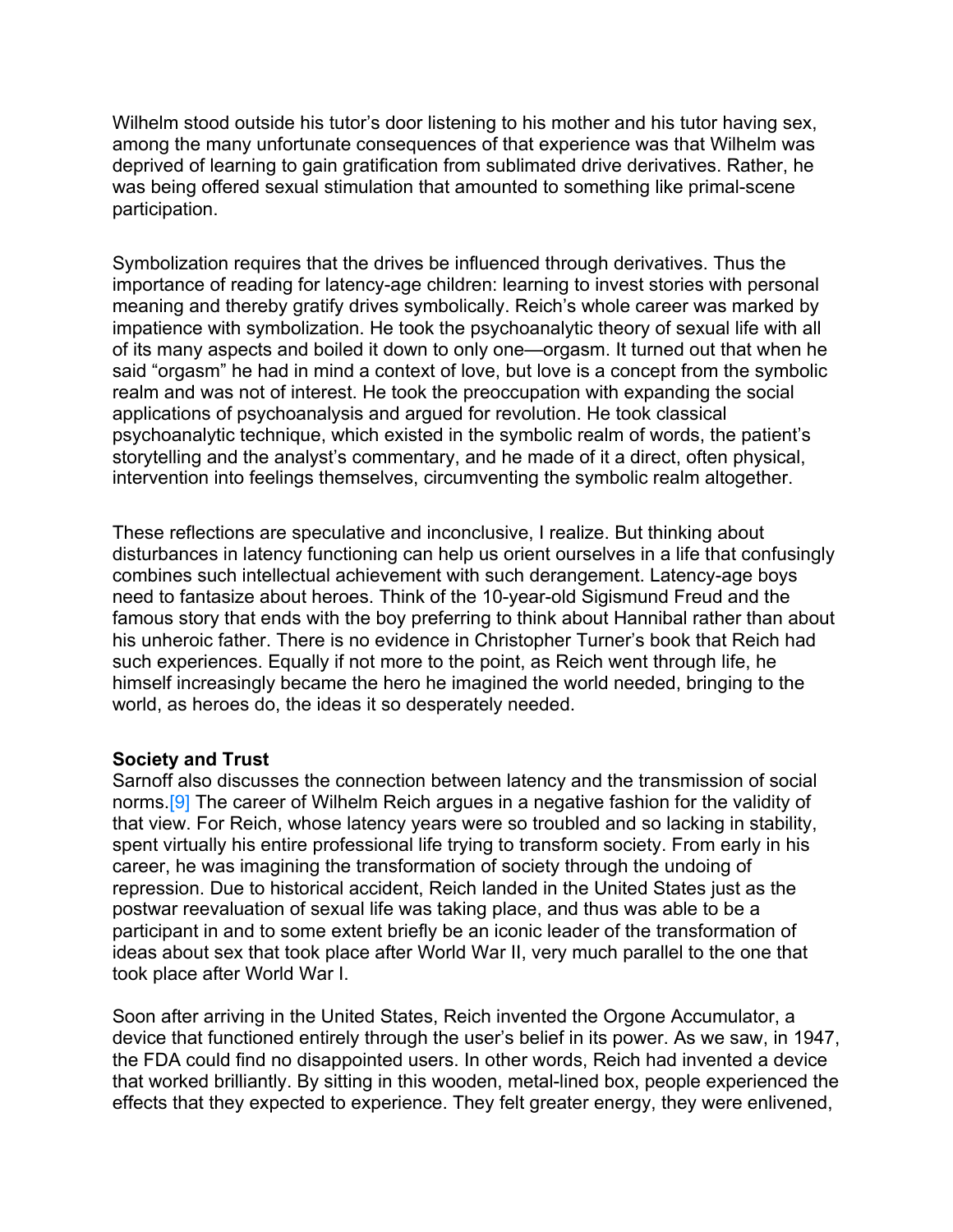Wilhelm stood outside his tutor's door listening to his mother and his tutor having sex, among the many unfortunate consequences of that experience was that Wilhelm was deprived of learning to gain gratification from sublimated drive derivatives. Rather, he was being offered sexual stimulation that amounted to something like primal-scene participation.

Symbolization requires that the drives be influenced through derivatives. Thus the importance of reading for latency-age children: learning to invest stories with personal meaning and thereby gratify drives symbolically. Reich's whole career was marked by impatience with symbolization. He took the psychoanalytic theory of sexual life with all of its many aspects and boiled it down to only one—orgasm. It turned out that when he said "orgasm" he had in mind a context of love, but love is a concept from the symbolic realm and was not of interest. He took the preoccupation with expanding the social applications of psychoanalysis and argued for revolution. He took classical psychoanalytic technique, which existed in the symbolic realm of words, the patient's storytelling and the analyst's commentary, and he made of it a direct, often physical, intervention into feelings themselves, circumventing the symbolic realm altogether.

These reflections are speculative and inconclusive, I realize. But thinking about disturbances in latency functioning can help us orient ourselves in a life that confusingly combines such intellectual achievement with such derangement. Latency-age boys need to fantasize about heroes. Think of the 10-year-old Sigismund Freud and the famous story that ends with the boy preferring to think about Hannibal rather than about his unheroic father. There is no evidence in Christopher Turner's book that Reich had such experiences. Equally if not more to the point, as Reich went through life, he himself increasingly became the hero he imagined the world needed, bringing to the world, as heroes do, the ideas it so desperately needed.

**Society and Trust**

Sarnoff also discusses the connection between latency and the transmission of social norms.[9] The career of Wilhelm Reich argues in a negative fashion for the validity of that view. For Reich, whose latency years were so troubled and so lacking in stability, spent virtually his entire professional life trying to transform society. From early in his career, he was imagining the transformation of society through the undoing of repression. Due to historical accident, Reich landed in the United States just as the postwar reevaluation of sexual life was taking place, and thus was able to be a participant in and to some extent briefly be an iconic leader of the transformation of ideas about sex that took place after World War II, very much parallel to the one that took place after World War I.

Soon after arriving in the United States, Reich invented the Orgone Accumulator, a device that functioned entirely through the user's belief in its power. As we saw, in 1947, the FDA could find no disappointed users. In other words, Reich had invented a device that worked brilliantly. By sitting in this wooden, metal-lined box, people experienced the effects that they expected to experience. They felt greater energy, they were enlivened,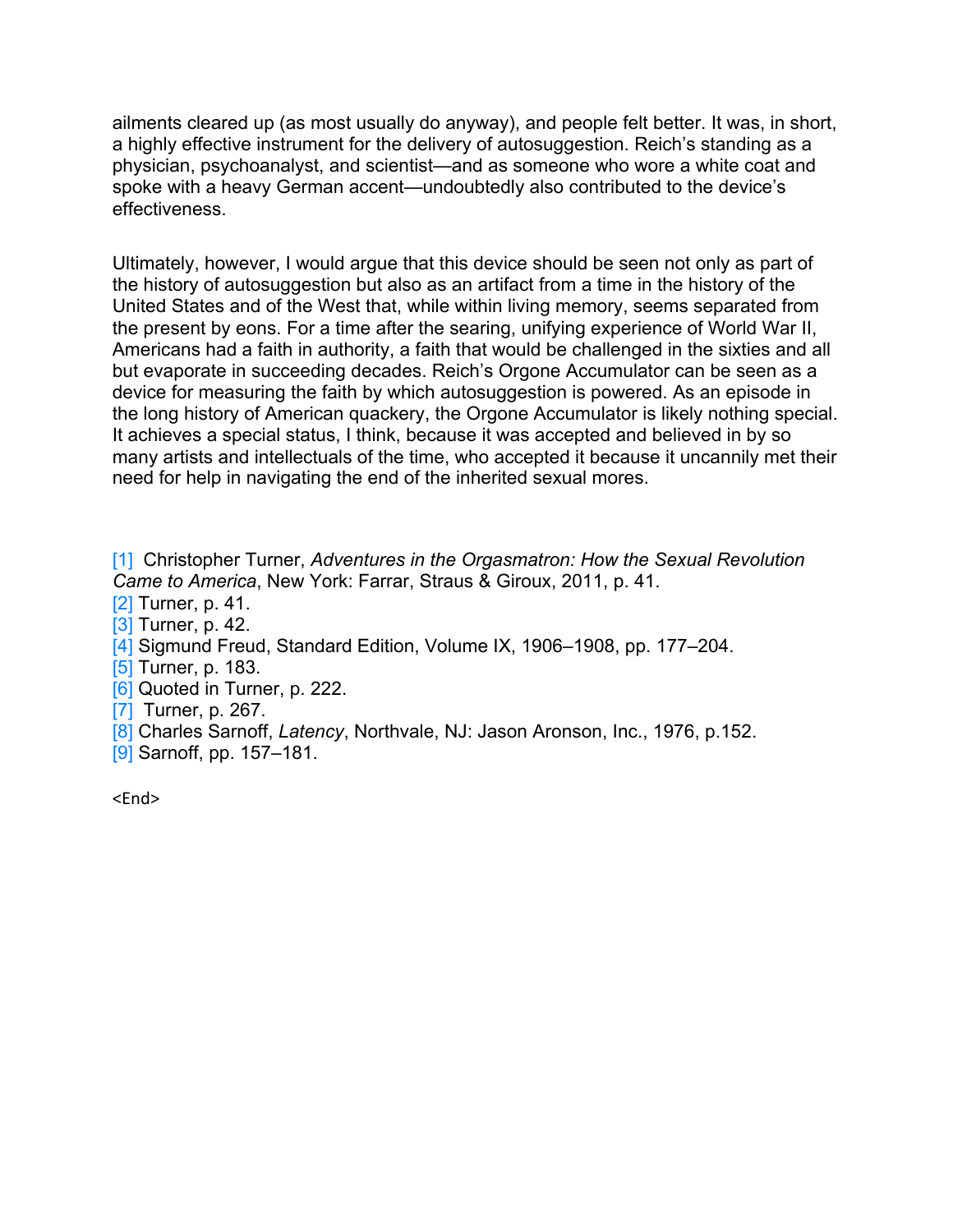ailments cleared up (as most usually do anyway), and people felt better. It was, in short, a highly effective instrument for the delivery of autosuggestion. Reich's standing as a physician, psychoanalyst, and scientist—and as someone who wore a white coat and spoke with a heavy German accent—undoubtedly also contributed to the device's effectiveness.

Ultimately, however, I would argue that this device should be seen not only as part of the history of autosuggestion but also as an artifact from a time in the history of the United States and of the West that, while within living memory, seems separated from the present by eons. For a time after the searing, unifying experience of World War II, Americans had a faith in authority, a faith that would be challenged in the sixties and all but evaporate in succeeding decades. Reich's Orgone Accumulator can be seen as a device for measuring the faith by which autosuggestion is powered. As an episode in the long history of American quackery, the Orgone Accumulator is likely nothing special. It achieves a special status, I think, because it was accepted and believed in by so many artists and intellectuals of the time, who accepted it because it uncannily met their need for help in navigating the end of the inherited sexual mores.

[1] Christopher Turner, *Adventures in the Orgasmatron: How the Sexual Revolution Came to America*, New York: Farrar, Straus & Giroux, 2011, p. 41.
[2] Turner, p. 41.
[3] Turner, p. 42.
[4] Sigmund Freud, Standard Edition, Volume IX, 1906–1908, pp. 177–204.
[5] Turner, p. 183.
[6] Quoted in Turner, p. 222.
[7] Turner, p. 267.
[8] Charles Sarnoff, *Latency*, Northvale, NJ: Jason Aronson, Inc., 1976, p.152.
[9] Sarnoff, pp. 157–181.

<End>